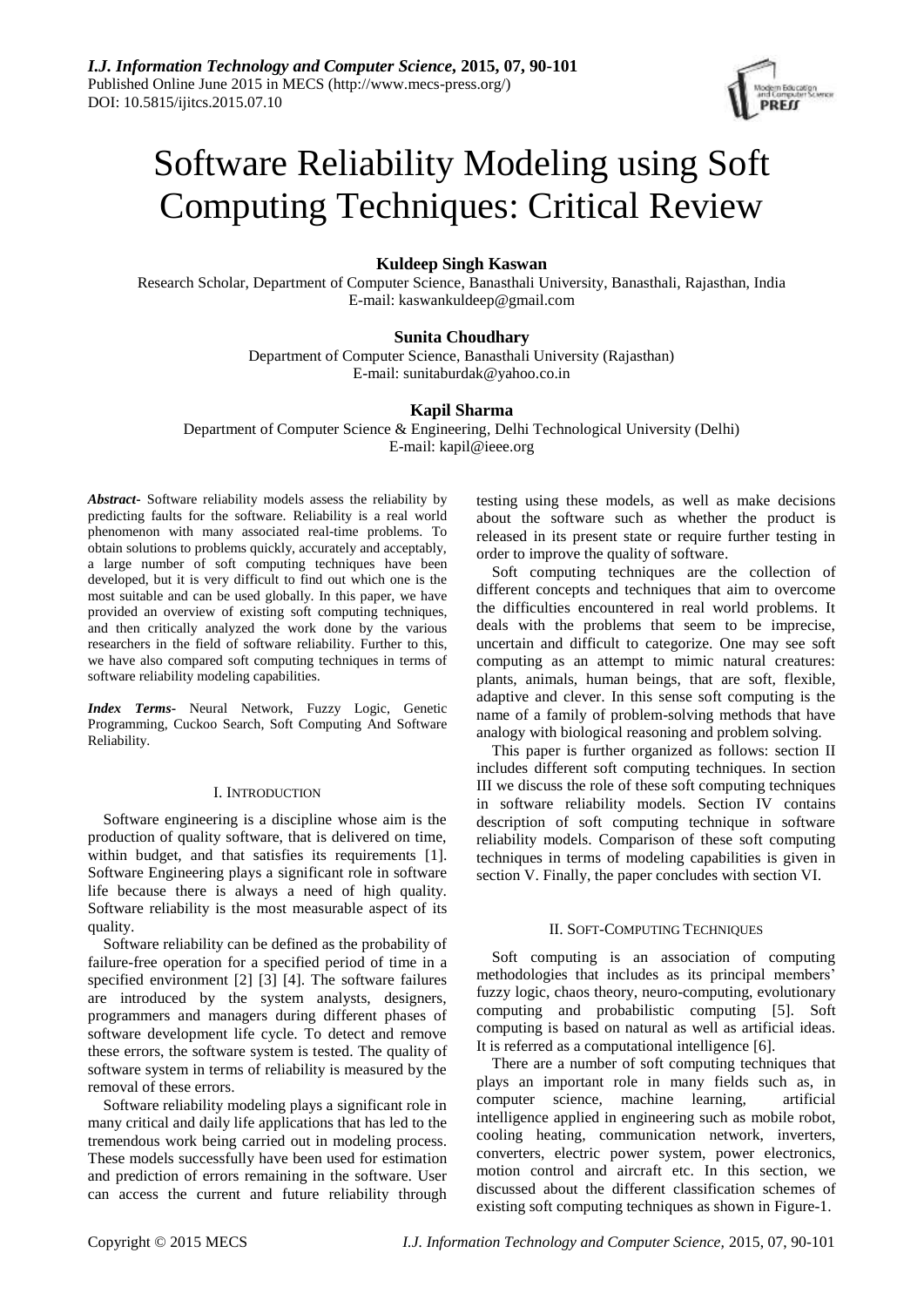# Software Reliability Modeling using Soft Computing Techniques: Critical Review

**Kuldeep Singh Kaswan**
Research Scholar, Department of Computer Science, Banasthali University, Banasthali, Rajasthan, India
E-mail: kaswankuldeep@gmail.com

**Sunita Choudhary**
Department of Computer Science, Banasthali University (Rajasthan)
E-mail: sunitaburdak@yahoo.co.in

**Kapil Sharma**
Department of Computer Science & Engineering, Delhi Technological University (Delhi)
E-mail: kapil@ieee.org

***Abstract-*** Software reliability models assess the reliability by predicting faults for the software. Reliability is a real world phenomenon with many associated real-time problems. To obtain solutions to problems quickly, accurately and acceptably, a large number of soft computing techniques have been developed, but it is very difficult to find out which one is the most suitable and can be used globally. In this paper, we have provided an overview of existing soft computing techniques, and then critically analyzed the work done by the various researchers in the field of software reliability. Further to this, we have also compared soft computing techniques in terms of software reliability modeling capabilities.

***Index Terms-*** Neural Network, Fuzzy Logic, Genetic Programming, Cuckoo Search, Soft Computing And Software Reliability.

## I. Introduction

Software engineering is a discipline whose aim is the production of quality software, that is delivered on time, within budget, and that satisfies its requirements [1]. Software Engineering plays a significant role in software life because there is always a need of high quality. Software reliability is the most measurable aspect of its quality.

Software reliability can be defined as the probability of failure-free operation for a specified period of time in a specified environment [2] [3] [4]. The software failures are introduced by the system analysts, designers, programmers and managers during different phases of software development life cycle. To detect and remove these errors, the software system is tested. The quality of software system in terms of reliability is measured by the removal of these errors.

Software reliability modeling plays a significant role in many critical and daily life applications that has led to the tremendous work being carried out in modeling process. These models successfully have been used for estimation and prediction of errors remaining in the software. User can access the current and future reliability through testing using these models, as well as make decisions about the software such as whether the product is released in its present state or require further testing in order to improve the quality of software.

Soft computing techniques are the collection of different concepts and techniques that aim to overcome the difficulties encountered in real world problems. It deals with the problems that seem to be imprecise, uncertain and difficult to categorize. One may see soft computing as an attempt to mimic natural creatures: plants, animals, human beings, that are soft, flexible, adaptive and clever. In this sense soft computing is the name of a family of problem-solving methods that have analogy with biological reasoning and problem solving.

This paper is further organized as follows: section II includes different soft computing techniques. In section III we discuss the role of these soft computing techniques in software reliability models. Section IV contains description of soft computing technique in software reliability models. Comparison of these soft computing techniques in terms of modeling capabilities is given in section V. Finally, the paper concludes with section VI.

## II. Soft-Computing Techniques

Soft computing is an association of computing methodologies that includes as its principal members' fuzzy logic, chaos theory, neuro-computing, evolutionary computing and probabilistic computing [5]. Soft computing is based on natural as well as artificial ideas. It is referred as a computational intelligence [6].

There are a number of soft computing techniques that plays an important role in many fields such as, in computer science, machine learning, artificial intelligence applied in engineering such as mobile robot, cooling heating, communication network, inverters, converters, electric power system, power electronics, motion control and aircraft etc. In this section, we discussed about the different classification schemes of existing soft computing techniques as shown in Figure-1.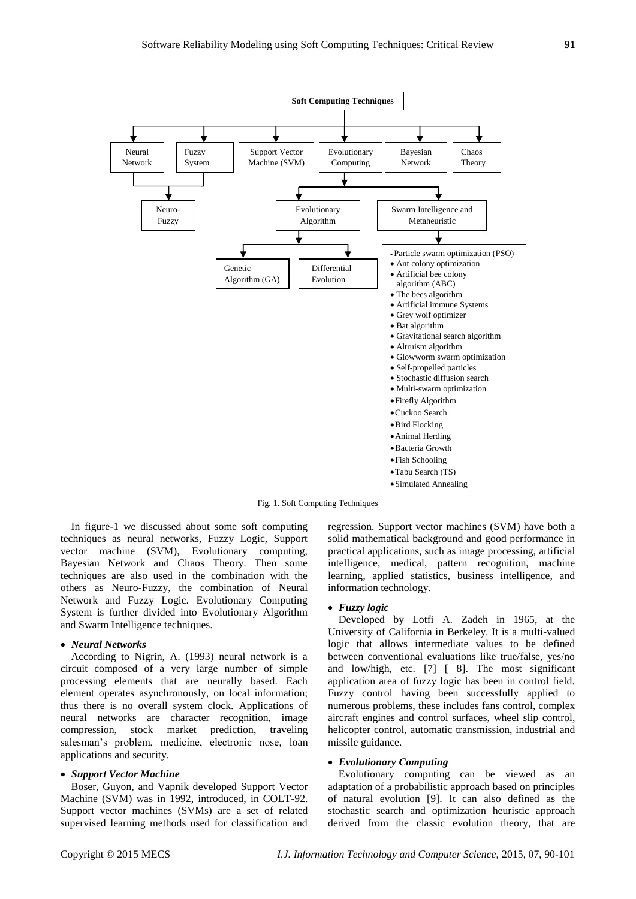**Soft Computing Techniques**

- Neural Network
- Fuzzy System
- Neuro-Fuzzy (Neural Network + Fuzzy System)
- Support Vector Machine (SVM)
- Evolutionary Computing
  - Evolutionary Algorithm
    - Genetic Algorithm (GA)
    - Differential Evolution
  - Swarm Intelligence and Metaheuristic
    - Particle swarm optimization (PSO)
    - Ant colony optimization
    - Artificial bee colony algorithm (ABC)
    - The bees algorithm
    - Artificial immune Systems
    - Grey wolf optimizer
    - Bat algorithm
    - Gravitational search algorithm
    - Altruism algorithm
    - Glowworm swarm optimization
    - Self-propelled particles
    - Stochastic diffusion search
    - Multi-swarm optimization
    - Firefly Algorithm
    - Cuckoo Search
    - Bird Flocking
    - Animal Herding
    - Bacteria Growth
    - Fish Schooling
    - Tabu Search (TS)
    - Simulated Annealing
- Bayesian Network
- Chaos Theory

Fig. 1. Soft Computing Techniques

In figure-1 we discussed about some soft computing techniques as neural networks, Fuzzy Logic, Support vector machine (SVM), Evolutionary computing, Bayesian Network and Chaos Theory. Then some techniques are also used in the combination with the others as Neuro-Fuzzy, the combination of Neural Network and Fuzzy Logic. Evolutionary Computing System is further divided into Evolutionary Algorithm and Swarm Intelligence techniques.

- ***Neural Networks***

According to Nigrin, A. (1993) neural network is a circuit composed of a very large number of simple processing elements that are neurally based. Each element operates asynchronously, on local information; thus there is no overall system clock. Applications of neural networks are character recognition, image compression, stock market prediction, traveling salesman's problem, medicine, electronic nose, loan applications and security.

- ***Support Vector Machine***

Boser, Guyon, and Vapnik developed Support Vector Machine (SVM) was in 1992, introduced, in COLT-92. Support vector machines (SVMs) are a set of related supervised learning methods used for classification and regression. Support vector machines (SVM) have both a solid mathematical background and good performance in practical applications, such as image processing, artificial intelligence, medical, pattern recognition, machine learning, applied statistics, business intelligence, and information technology.

- ***Fuzzy logic***

Developed by Lotfi A. Zadeh in 1965, at the University of California in Berkeley. It is a multi-valued logic that allows intermediate values to be defined between conventional evaluations like true/false, yes/no and low/high, etc. [7] [ 8]. The most significant application area of fuzzy logic has been in control field. Fuzzy control having been successfully applied to numerous problems, these includes fans control, complex aircraft engines and control surfaces, wheel slip control, helicopter control, automatic transmission, industrial and missile guidance.

- ***Evolutionary Computing***

Evolutionary computing can be viewed as an adaptation of a probabilistic approach based on principles of natural evolution [9]. It can also defined as the stochastic search and optimization heuristic approach derived from the classic evolution theory, that are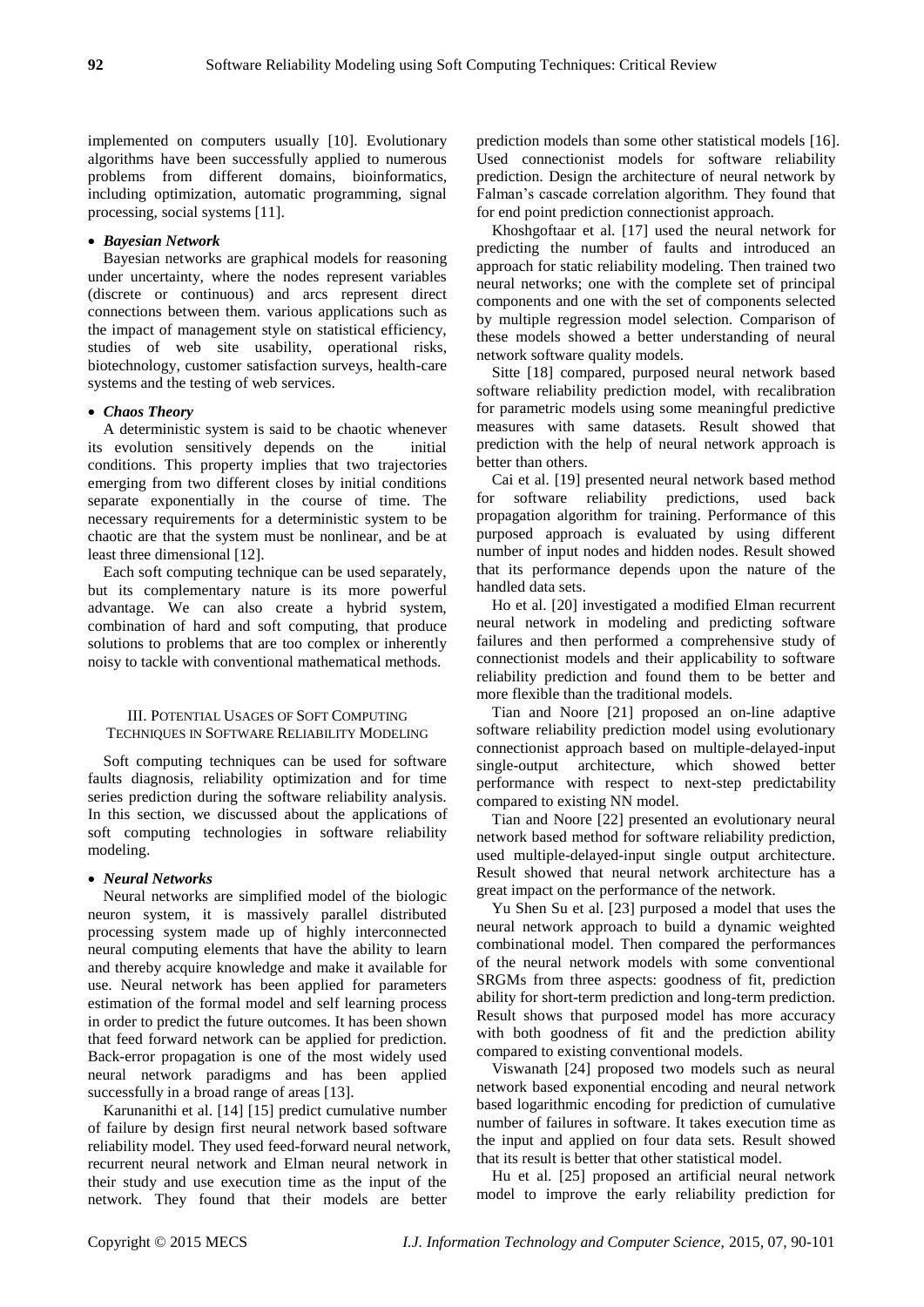implemented on computers usually [10]. Evolutionary algorithms have been successfully applied to numerous problems from different domains, bioinformatics, including optimization, automatic programming, signal processing, social systems [11].

- ***Bayesian Network***

Bayesian networks are graphical models for reasoning under uncertainty, where the nodes represent variables (discrete or continuous) and arcs represent direct connections between them. various applications such as the impact of management style on statistical efficiency, studies of web site usability, operational risks, biotechnology, customer satisfaction surveys, health-care systems and the testing of web services.

- ***Chaos Theory***

A deterministic system is said to be chaotic whenever its evolution sensitively depends on the initial conditions. This property implies that two trajectories emerging from two different closes by initial conditions separate exponentially in the course of time. The necessary requirements for a deterministic system to be chaotic are that the system must be nonlinear, and be at least three dimensional [12].

Each soft computing technique can be used separately, but its complementary nature is its more powerful advantage. We can also create a hybrid system, combination of hard and soft computing, that produce solutions to problems that are too complex or inherently noisy to tackle with conventional mathematical methods.

## III. Potential Usages of Soft Computing Techniques in Software Reliability Modeling

Soft computing techniques can be used for software faults diagnosis, reliability optimization and for time series prediction during the software reliability analysis. In this section, we discussed about the applications of soft computing technologies in software reliability modeling.

- ***Neural Networks***

Neural networks are simplified model of the biologic neuron system, it is massively parallel distributed processing system made up of highly interconnected neural computing elements that have the ability to learn and thereby acquire knowledge and make it available for use. Neural network has been applied for parameters estimation of the formal model and self learning process in order to predict the future outcomes. It has been shown that feed forward network can be applied for prediction. Back-error propagation is one of the most widely used neural network paradigms and has been applied successfully in a broad range of areas [13].

Karunanithi et al. [14] [15] predict cumulative number of failure by design first neural network based software reliability model. They used feed-forward neural network, recurrent neural network and Elman neural network in their study and use execution time as the input of the network. They found that their models are better prediction models than some other statistical models [16]. Used connectionist models for software reliability prediction. Design the architecture of neural network by Falman's cascade correlation algorithm. They found that for end point prediction connectionist approach.

Khoshgoftaar et al. [17] used the neural network for predicting the number of faults and introduced an approach for static reliability modeling. Then trained two neural networks; one with the complete set of principal components and one with the set of components selected by multiple regression model selection. Comparison of these models showed a better understanding of neural network software quality models.

Sitte [18] compared, purposed neural network based software reliability prediction model, with recalibration for parametric models using some meaningful predictive measures with same datasets. Result showed that prediction with the help of neural network approach is better than others.

Cai et al. [19] presented neural network based method for software reliability predictions, used back propagation algorithm for training. Performance of this purposed approach is evaluated by using different number of input nodes and hidden nodes. Result showed that its performance depends upon the nature of the handled data sets.

Ho et al. [20] investigated a modified Elman recurrent neural network in modeling and predicting software failures and then performed a comprehensive study of connectionist models and their applicability to software reliability prediction and found them to be better and more flexible than the traditional models.

Tian and Noore [21] proposed an on-line adaptive software reliability prediction model using evolutionary connectionist approach based on multiple-delayed-input single-output architecture, which showed better performance with respect to next-step predictability compared to existing NN model.

Tian and Noore [22] presented an evolutionary neural network based method for software reliability prediction, used multiple-delayed-input single output architecture. Result showed that neural network architecture has a great impact on the performance of the network.

Yu Shen Su et al. [23] purposed a model that uses the neural network approach to build a dynamic weighted combinational model. Then compared the performances of the neural network models with some conventional SRGMs from three aspects: goodness of fit, prediction ability for short-term prediction and long-term prediction. Result shows that purposed model has more accuracy with both goodness of fit and the prediction ability compared to existing conventional models.

Viswanath [24] proposed two models such as neural network based exponential encoding and neural network based logarithmic encoding for prediction of cumulative number of failures in software. It takes execution time as the input and applied on four data sets. Result showed that its result is better that other statistical model.

Hu et al. [25] proposed an artificial neural network model to improve the early reliability prediction for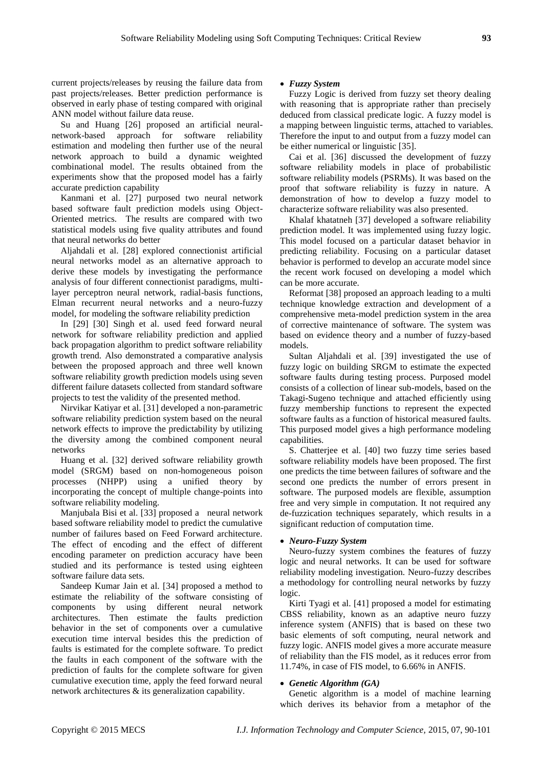current projects/releases by reusing the failure data from past projects/releases. Better prediction performance is observed in early phase of testing compared with original ANN model without failure data reuse.

Su and Huang [26] proposed an artificial neural-network-based approach for software reliability estimation and modeling then further use of the neural network approach to build a dynamic weighted combinational model. The results obtained from the experiments show that the proposed model has a fairly accurate prediction capability

Kanmani et al. [27] purposed two neural network based software fault prediction models using Object-Oriented metrics. The results are compared with two statistical models using five quality attributes and found that neural networks do better

Aljahdali et al. [28] explored connectionist artificial neural networks model as an alternative approach to derive these models by investigating the performance analysis of four different connectionist paradigms, multi-layer perceptron neural network, radial-basis functions, Elman recurrent neural networks and a neuro-fuzzy model, for modeling the software reliability prediction

In [29] [30] Singh et al. used feed forward neural network for software reliability prediction and applied back propagation algorithm to predict software reliability growth trend. Also demonstrated a comparative analysis between the proposed approach and three well known software reliability growth prediction models using seven different failure datasets collected from standard software projects to test the validity of the presented method.

Nirvikar Katiyar et al. [31] developed a non-parametric software reliability prediction system based on the neural network effects to improve the predictability by utilizing the diversity among the combined component neural networks

Huang et al. [32] derived software reliability growth model (SRGM) based on non-homogeneous poison processes (NHPP) using a unified theory by incorporating the concept of multiple change-points into software reliability modeling.

Manjubala Bisi et al. [33] proposed a neural network based software reliability model to predict the cumulative number of failures based on Feed Forward architecture. The effect of encoding and the effect of different encoding parameter on prediction accuracy have been studied and its performance is tested using eighteen software failure data sets.

Sandeep Kumar Jain et al. [34] proposed a method to estimate the reliability of the software consisting of components by using different neural network architectures. Then estimate the faults prediction behavior in the set of components over a cumulative execution time interval besides this the prediction of faults is estimated for the complete software. To predict the faults in each component of the software with the prediction of faults for the complete software for given cumulative execution time, apply the feed forward neural network architectures & its generalization capability.

- ***Fuzzy System***

Fuzzy Logic is derived from fuzzy set theory dealing with reasoning that is appropriate rather than precisely deduced from classical predicate logic. A fuzzy model is a mapping between linguistic terms, attached to variables. Therefore the input to and output from a fuzzy model can be either numerical or linguistic [35].

Cai et al. [36] discussed the development of fuzzy software reliability models in place of probabilistic software reliability models (PSRMs). It was based on the proof that software reliability is fuzzy in nature. A demonstration of how to develop a fuzzy model to characterize software reliability was also presented.

Khalaf khatatneh [37] developed a software reliability prediction model. It was implemented using fuzzy logic. This model focused on a particular dataset behavior in predicting reliability. Focusing on a particular dataset behavior is performed to develop an accurate model since the recent work focused on developing a model which can be more accurate.

Reformat [38] proposed an approach leading to a multi technique knowledge extraction and development of a comprehensive meta-model prediction system in the area of corrective maintenance of software. The system was based on evidence theory and a number of fuzzy-based models.

Sultan Aljahdali et al. [39] investigated the use of fuzzy logic on building SRGM to estimate the expected software faults during testing process. Purposed model consists of a collection of linear sub-models, based on the Takagi-Sugeno technique and attached efficiently using fuzzy membership functions to represent the expected software faults as a function of historical measured faults. This purposed model gives a high performance modeling capabilities.

S. Chatterjee et al. [40] two fuzzy time series based software reliability models have been proposed. The first one predicts the time between failures of software and the second one predicts the number of errors present in software. The purposed models are flexible, assumption free and very simple in computation. It not required any de-fuzzication techniques separately, which results in a significant reduction of computation time.

- ***Neuro-Fuzzy System***

Neuro-fuzzy system combines the features of fuzzy logic and neural networks. It can be used for software reliability modeling investigation. Neuro-fuzzy describes a methodology for controlling neural networks by fuzzy logic.

Kirti Tyagi et al. [41] proposed a model for estimating CBSS reliability, known as an adaptive neuro fuzzy inference system (ANFIS) that is based on these two basic elements of soft computing, neural network and fuzzy logic. ANFIS model gives a more accurate measure of reliability than the FIS model, as it reduces error from 11.74%, in case of FIS model, to 6.66% in ANFIS.

- ***Genetic Algorithm (GA)***

Genetic algorithm is a model of machine learning which derives its behavior from a metaphor of the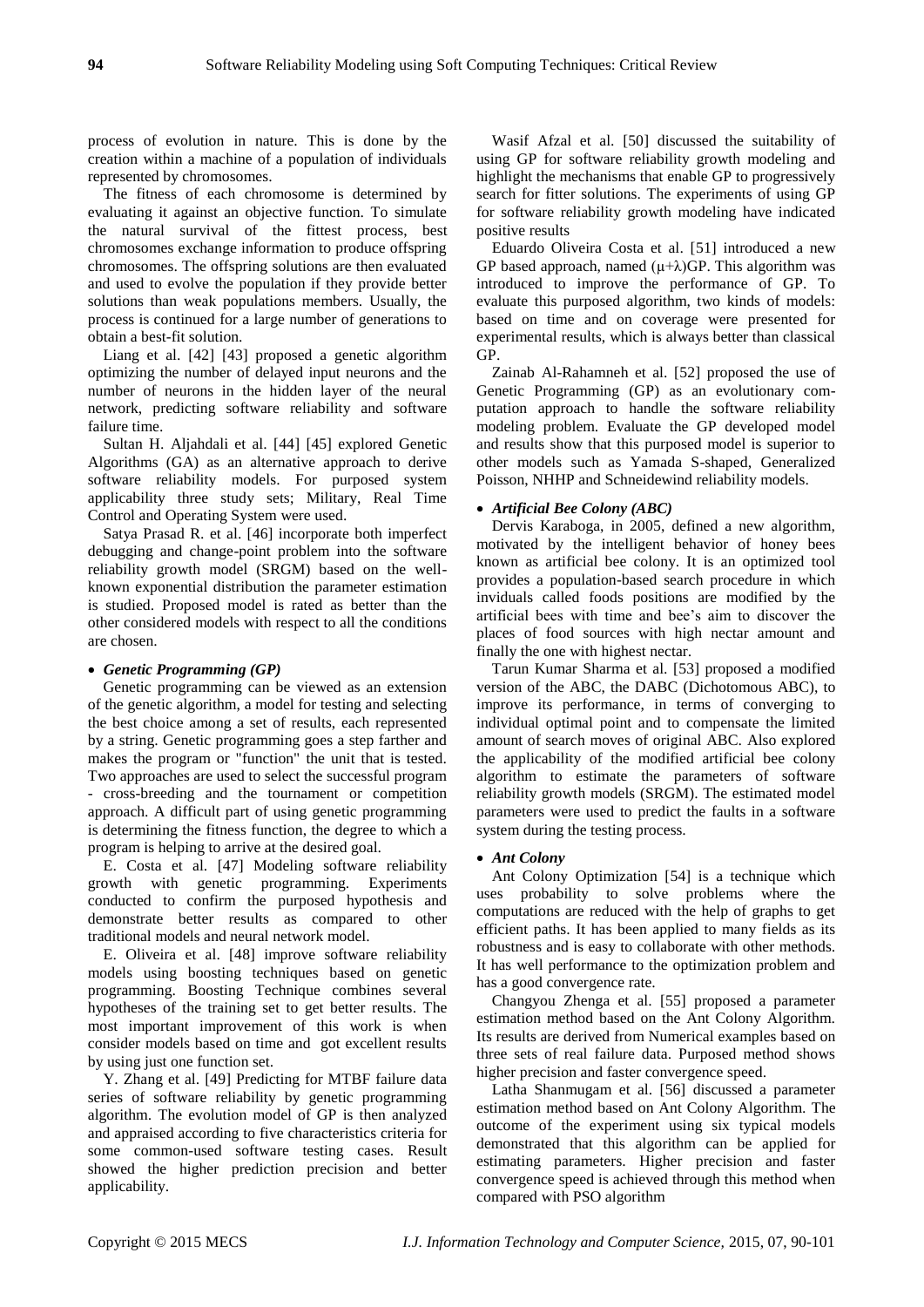process of evolution in nature. This is done by the creation within a machine of a population of individuals represented by chromosomes.

The fitness of each chromosome is determined by evaluating it against an objective function. To simulate the natural survival of the fittest process, best chromosomes exchange information to produce offspring chromosomes. The offspring solutions are then evaluated and used to evolve the population if they provide better solutions than weak populations members. Usually, the process is continued for a large number of generations to obtain a best-fit solution.

Liang et al. [42] [43] proposed a genetic algorithm optimizing the number of delayed input neurons and the number of neurons in the hidden layer of the neural network, predicting software reliability and software failure time.

Sultan H. Aljahdali et al. [44] [45] explored Genetic Algorithms (GA) as an alternative approach to derive software reliability models. For purposed system applicability three study sets; Military, Real Time Control and Operating System were used.

Satya Prasad R. et al. [46] incorporate both imperfect debugging and change-point problem into the software reliability growth model (SRGM) based on the well-known exponential distribution the parameter estimation is studied. Proposed model is rated as better than the other considered models with respect to all the conditions are chosen.

- ***Genetic Programming (GP)***

Genetic programming can be viewed as an extension of the genetic algorithm, a model for testing and selecting the best choice among a set of results, each represented by a string. Genetic programming goes a step farther and makes the program or "function" the unit that is tested. Two approaches are used to select the successful program - cross-breeding and the tournament or competition approach. A difficult part of using genetic programming is determining the fitness function, the degree to which a program is helping to arrive at the desired goal.

E. Costa et al. [47] Modeling software reliability growth with genetic programming. Experiments conducted to confirm the purposed hypothesis and demonstrate better results as compared to other traditional models and neural network model.

E. Oliveira et al. [48] improve software reliability models using boosting techniques based on genetic programming. Boosting Technique combines several hypotheses of the training set to get better results. The most important improvement of this work is when consider models based on time and got excellent results by using just one function set.

Y. Zhang et al. [49] Predicting for MTBF failure data series of software reliability by genetic programming algorithm. The evolution model of GP is then analyzed and appraised according to five characteristics criteria for some common-used software testing cases. Result showed the higher prediction precision and better applicability.

Wasif Afzal et al. [50] discussed the suitability of using GP for software reliability growth modeling and highlight the mechanisms that enable GP to progressively search for fitter solutions. The experiments of using GP for software reliability growth modeling have indicated positive results

Eduardo Oliveira Costa et al. [51] introduced a new GP based approach, named $(\mu+\lambda)$GP. This algorithm was introduced to improve the performance of GP. To evaluate this purposed algorithm, two kinds of models: based on time and on coverage were presented for experimental results, which is always better than classical GP.

Zainab Al-Rahamneh et al. [52] proposed the use of Genetic Programming (GP) as an evolutionary computation approach to handle the software reliability modeling problem. Evaluate the GP developed model and results show that this purposed model is superior to other models such as Yamada S-shaped, Generalized Poisson, NHHP and Schneidewind reliability models.

- ***Artificial Bee Colony (ABC)***

Dervis Karaboga, in 2005, defined a new algorithm, motivated by the intelligent behavior of honey bees known as artificial bee colony. It is an optimized tool provides a population-based search procedure in which inviduals called foods positions are modified by the artificial bees with time and bee's aim to discover the places of food sources with high nectar amount and finally the one with highest nectar.

Tarun Kumar Sharma et al. [53] proposed a modified version of the ABC, the DABC (Dichotomous ABC), to improve its performance, in terms of converging to individual optimal point and to compensate the limited amount of search moves of original ABC. Also explored the applicability of the modified artificial bee colony algorithm to estimate the parameters of software reliability growth models (SRGM). The estimated model parameters were used to predict the faults in a software system during the testing process.

- ***Ant Colony***

Ant Colony Optimization [54] is a technique which uses probability to solve problems where the computations are reduced with the help of graphs to get efficient paths. It has been applied to many fields as its robustness and is easy to collaborate with other methods. It has well performance to the optimization problem and has a good convergence rate.

Changyou Zhenga et al. [55] proposed a parameter estimation method based on the Ant Colony Algorithm. Its results are derived from Numerical examples based on three sets of real failure data. Purposed method shows higher precision and faster convergence speed.

Latha Shanmugam et al. [56] discussed a parameter estimation method based on Ant Colony Algorithm. The outcome of the experiment using six typical models demonstrated that this algorithm can be applied for estimating parameters. Higher precision and faster convergence speed is achieved through this method when compared with PSO algorithm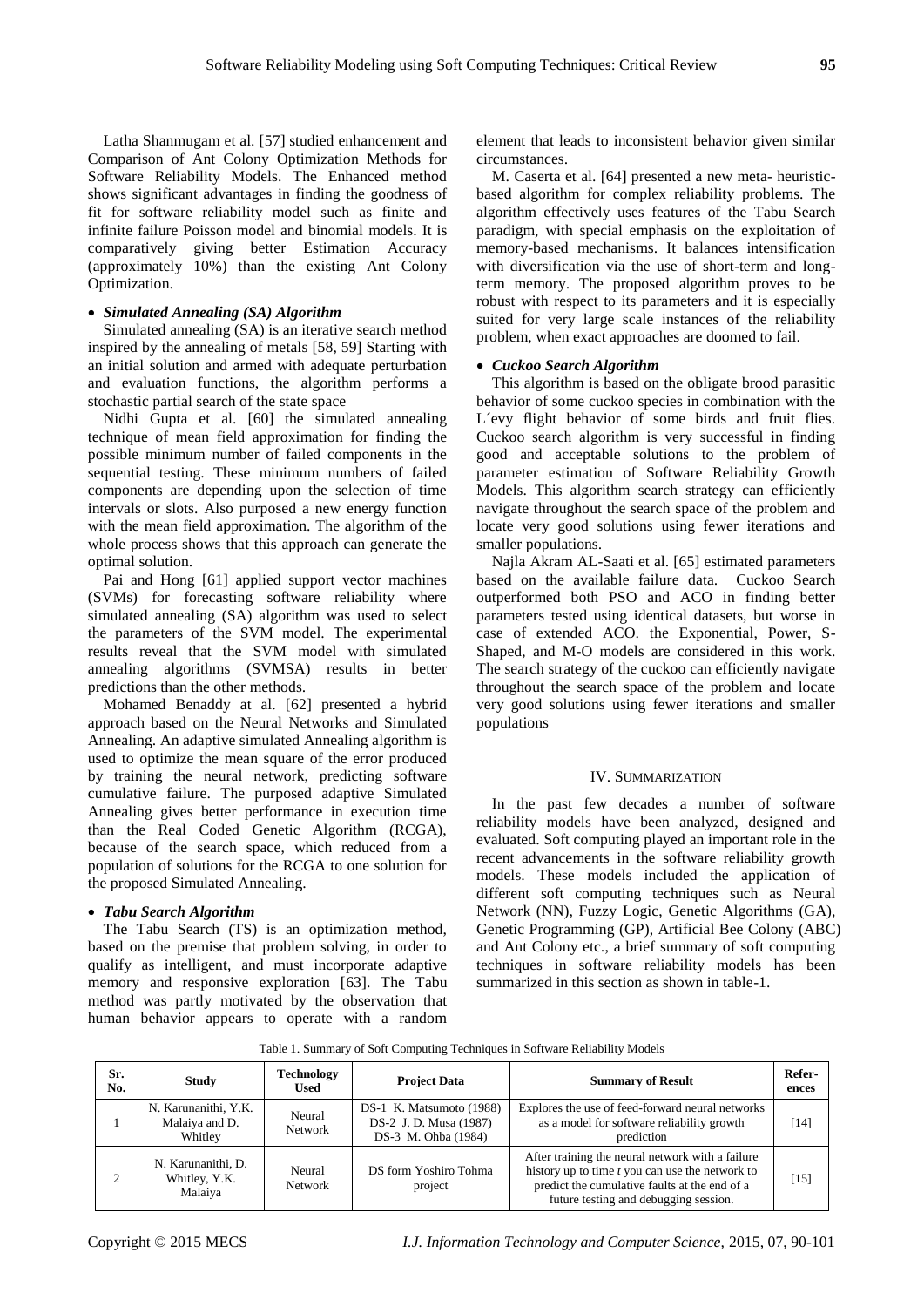Latha Shanmugam et al. [57] studied enhancement and Comparison of Ant Colony Optimization Methods for Software Reliability Models. The Enhanced method shows significant advantages in finding the goodness of fit for software reliability model such as finite and infinite failure Poisson model and binomial models. It is comparatively giving better Estimation Accuracy (approximately 10%) than the existing Ant Colony Optimization.

- ***Simulated Annealing (SA) Algorithm***

Simulated annealing (SA) is an iterative search method inspired by the annealing of metals [58, 59] Starting with an initial solution and armed with adequate perturbation and evaluation functions, the algorithm performs a stochastic partial search of the state space

Nidhi Gupta et al. [60] the simulated annealing technique of mean field approximation for finding the possible minimum number of failed components in the sequential testing. These minimum numbers of failed components are depending upon the selection of time intervals or slots. Also purposed a new energy function with the mean field approximation. The algorithm of the whole process shows that this approach can generate the optimal solution.

Pai and Hong [61] applied support vector machines (SVMs) for forecasting software reliability where simulated annealing (SA) algorithm was used to select the parameters of the SVM model. The experimental results reveal that the SVM model with simulated annealing algorithms (SVMSA) results in better predictions than the other methods.

Mohamed Benaddy at al. [62] presented a hybrid approach based on the Neural Networks and Simulated Annealing. An adaptive simulated Annealing algorithm is used to optimize the mean square of the error produced by training the neural network, predicting software cumulative failure. The purposed adaptive Simulated Annealing gives better performance in execution time than the Real Coded Genetic Algorithm (RCGA), because of the search space, which reduced from a population of solutions for the RCGA to one solution for the proposed Simulated Annealing.

- ***Tabu Search Algorithm***

The Tabu Search (TS) is an optimization method, based on the premise that problem solving, in order to qualify as intelligent, and must incorporate adaptive memory and responsive exploration [63]. The Tabu method was partly motivated by the observation that human behavior appears to operate with a random element that leads to inconsistent behavior given similar circumstances.

M. Caserta et al. [64] presented a new meta- heuristic-based algorithm for complex reliability problems. The algorithm effectively uses features of the Tabu Search paradigm, with special emphasis on the exploitation of memory-based mechanisms. It balances intensification with diversification via the use of short-term and long-term memory. The proposed algorithm proves to be robust with respect to its parameters and it is especially suited for very large scale instances of the reliability problem, when exact approaches are doomed to fail.

- ***Cuckoo Search Algorithm***

This algorithm is based on the obligate brood parasitic behavior of some cuckoo species in combination with the L´evy flight behavior of some birds and fruit flies. Cuckoo search algorithm is very successful in finding good and acceptable solutions to the problem of parameter estimation of Software Reliability Growth Models. This algorithm search strategy can efficiently navigate throughout the search space of the problem and locate very good solutions using fewer iterations and smaller populations.

Najla Akram AL-Saati et al. [65] estimated parameters based on the available failure data. Cuckoo Search outperformed both PSO and ACO in finding better parameters tested using identical datasets, but worse in case of extended ACO. the Exponential, Power, S-Shaped, and M-O models are considered in this work. The search strategy of the cuckoo can efficiently navigate throughout the search space of the problem and locate very good solutions using fewer iterations and smaller populations

## IV. Summarization

In the past few decades a number of software reliability models have been analyzed, designed and evaluated. Soft computing played an important role in the recent advancements in the software reliability growth models. These models included the application of different soft computing techniques such as Neural Network (NN), Fuzzy Logic, Genetic Algorithms (GA), Genetic Programming (GP), Artificial Bee Colony (ABC) and Ant Colony etc., a brief summary of soft computing techniques in software reliability models has been summarized in this section as shown in table-1.

Table 1. Summary of Soft Computing Techniques in Software Reliability Models

| Sr. No. | Study | Technology Used | Project Data | Summary of Result | Refer-ences |
|---|---|---|---|---|---|
| 1 | N. Karunanithi, Y.K. Malaiya and D. Whitley | Neural Network | DS-1 K. Matsumoto (1988) DS-2 J. D. Musa (1987) DS-3 M. Ohba (1984) | Explores the use of feed-forward neural networks as a model for software reliability growth prediction | [14] |
| 2 | N. Karunanithi, D. Whitley, Y.K. Malaiya | Neural Network | DS form Yoshiro Tohma project | After training the neural network with a failure history up to time *t* you can use the network to predict the cumulative faults at the end of a future testing and debugging session. | [15] |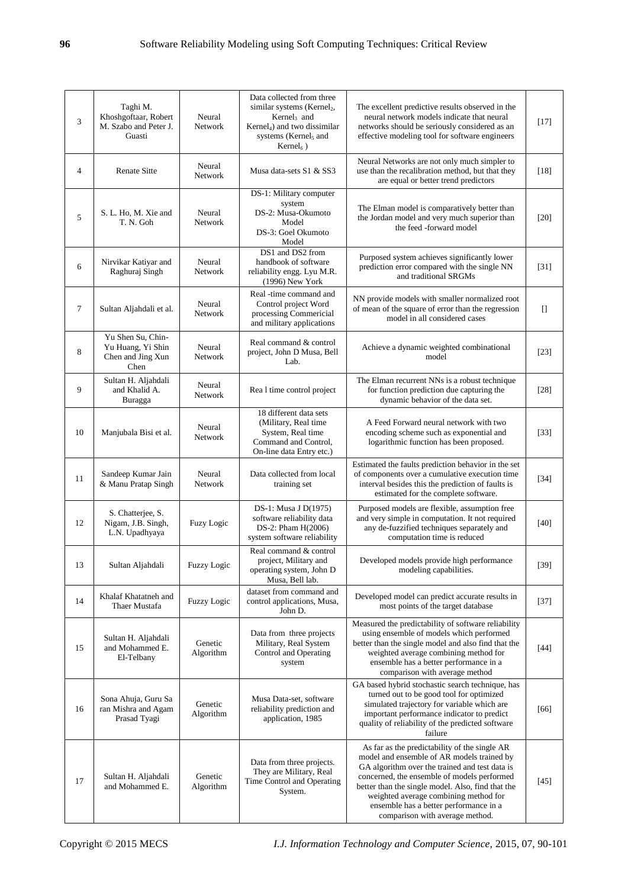| 3 | Taghi M. Khoshgoftaar, Robert M. Szabo and Peter J. Guasti | Neural Network | Data collected from three similar systems ($Kernel_2$, $Kernel_3$ and $Kernel_4$) and two dissimilar systems ($Kernel_5$ and $Kernel_6$ ) | The excellent predictive results observed in the neural network models indicate that neural networks should be seriously considered as an effective modeling tool for software engineers | [17] |
|---|---|---|---|---|---|
| 4 | Renate Sitte | Neural Network | Musa data-sets S1 & SS3 | Neural Networks are not only much simpler to use than the recalibration method, but that they are equal or better trend predictors | [18] |
| 5 | S. L. Ho, M. Xie and T. N. Goh | Neural Network | DS-1: Military computer system<br>DS-2: Musa-Okumoto Model<br>DS-3: Goel Okumoto Model | The Elman model is comparatively better than the Jordan model and very much superior than the feed -forward model | [20] |
| 6 | Nirvikar Katiyar and Raghuraj Singh | Neural Network | DS1 and DS2 from handbook of software reliability engg. Lyu M.R. (1996) New York | Purposed system achieves significantly lower prediction error compared with the single NN and traditional SRGMs | [31] |
| 7 | Sultan Aljahdali et al. | Neural Network | Real -time command and Control project Word processing Commericial and military applications | NN provide models with smaller normalized root of mean of the square of error than the regression model in all considered cases | [] |
| 8 | Yu Shen Su, Chin-Yu Huang, Yi Shin Chen and Jing Xun Chen | Neural Network | Real command & control project, John D Musa, Bell Lab. | Achieve a dynamic weighted combinational model | [23] |
| 9 | Sultan H. Aljahdali and Khalid A. Buragga | Neural Network | Rea l time control project | The Elman recurrent NNs is a robust technique for function prediction due capturing the dynamic behavior of the data set. | [28] |
| 10 | Manjubala Bisi et al. | Neural Network | 18 different data sets (Military, Real time System, Real time Command and Control, On-line data Entry etc.) | A Feed Forward neural network with two encoding scheme such as exponential and logarithmic function has been proposed. | [33] |
| 11 | Sandeep Kumar Jain & Manu Pratap Singh | Neural Network | Data collected from local training set | Estimated the faults prediction behavior in the set of components over a cumulative execution time interval besides this the prediction of faults is estimated for the complete software. | [34] |
| 12 | S. Chatterjee, S. Nigam, J.B. Singh, L.N. Upadhyaya | Fuzy Logic | DS-1: Musa J D(1975) software reliability data<br>DS-2: Pham H(2006) system software reliability | Purposed models are flexible, assumption free and very simple in computation. It not required any de-fuzzified techniques separately and computation time is reduced | [40] |
| 13 | Sultan Aljahdali | Fuzzy Logic | Real command & control project, Military and operating system, John D Musa, Bell lab. | Developed models provide high performance modeling capabilities. | [39] |
| 14 | Khalaf Khatatneh and Thaer Mustafa | Fuzzy Logic | dataset from command and control applications, Musa, John D. | Developed model can predict accurate results in most points of the target database | [37] |
| 15 | Sultan H. Aljahdali and Mohammed E. El-Telbany | Genetic Algorithm | Data from three projects Military, Real System Control and Operating system | Measured the predictability of software reliability using ensemble of models which performed better than the single model and also find that the weighted average combining method for ensemble has a better performance in a comparison with average method | [44] |
| 16 | Sona Ahuja, Guru Sa ran Mishra and Agam Prasad Tyagi | Genetic Algorithm | Musa Data-set, software reliability prediction and application, 1985 | GA based hybrid stochastic search technique, has turned out to be good tool for optimized simulated trajectory for variable which are important performance indicator to predict quality of reliability of the predicted software failure | [66] |
| 17 | Sultan H. Aljahdali and Mohammed E. | Genetic Algorithm | Data from three projects. They are Military, Real Time Control and Operating System. | As far as the predictability of the single AR model and ensemble of AR models trained by GA algorithm over the trained and test data is concerned, the ensemble of models performed better than the single model. Also, find that the weighted average combining method for ensemble has a better performance in a comparison with average method. | [45] |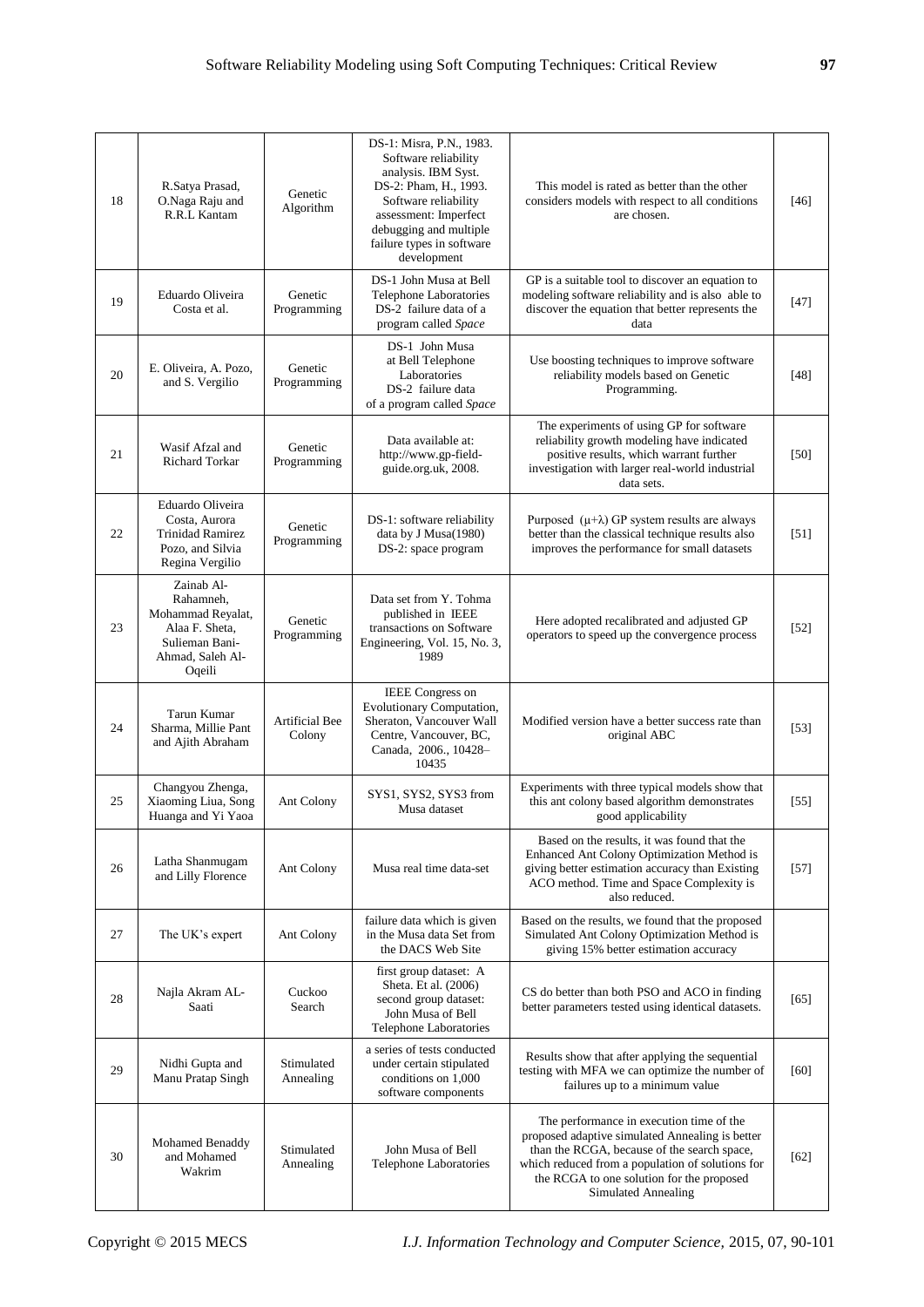| 18 | R.Satya Prasad, O.Naga Raju and R.R.L Kantam | Genetic Algorithm | DS-1: Misra, P.N., 1983. Software reliability analysis. IBM Syst. DS-2: Pham, H., 1993. Software reliability assessment: Imperfect debugging and multiple failure types in software development | This model is rated as better than the other considers models with respect to all conditions are chosen. | [46] |
|---|---|---|---|---|---|
| 19 | Eduardo Oliveira Costa et al. | Genetic Programming | DS-1 John Musa at Bell Telephone Laboratories DS-2 failure data of a program called *Space* | GP is a suitable tool to discover an equation to modeling software reliability and is also able to discover the equation that better represents the data | [47] |
| 20 | E. Oliveira, A. Pozo, and S. Vergilio | Genetic Programming | DS-1 John Musa at Bell Telephone Laboratories DS-2 failure data of a program called *Space* | Use boosting techniques to improve software reliability models based on Genetic Programming. | [48] |
| 21 | Wasif Afzal and Richard Torkar | Genetic Programming | Data available at: http://www.gp-field-guide.org.uk, 2008. | The experiments of using GP for software reliability growth modeling have indicated positive results, which warrant further investigation with larger real-world industrial data sets. | [50] |
| 22 | Eduardo Oliveira Costa, Aurora Trinidad Ramirez Pozo, and Silvia Regina Vergilio | Genetic Programming | DS-1: software reliability data by J Musa(1980) DS-2: space program | Purposed (μ+λ) GP system results are always better than the classical technique results also improves the performance for small datasets | [51] |
| 23 | Zainab Al-Rahamneh, Mohammad Reyalat, Alaa F. Sheta, Sulieman Bani-Ahmad, Saleh Al-Oqeili | Genetic Programming | Data set from Y. Tohma published in IEEE transactions on Software Engineering, Vol. 15, No. 3, 1989 | Here adopted recalibrated and adjusted GP operators to speed up the convergence process | [52] |
| 24 | Tarun Kumar Sharma, Millie Pant and Ajith Abraham | Artificial Bee Colony | IEEE Congress on Evolutionary Computation, Sheraton, Vancouver Wall Centre, Vancouver, BC, Canada, 2006., 10428–10435 | Modified version have a better success rate than original ABC | [53] |
| 25 | Changyou Zhenga, Xiaoming Liua, Song Huanga and Yi Yaoa | Ant Colony | SYS1, SYS2, SYS3 from Musa dataset | Experiments with three typical models show that this ant colony based algorithm demonstrates good applicability | [55] |
| 26 | Latha Shanmugam and Lilly Florence | Ant Colony | Musa real time data-set | Based on the results, it was found that the Enhanced Ant Colony Optimization Method is giving better estimation accuracy than Existing ACO method. Time and Space Complexity is also reduced. | [57] |
| 27 | The UK's expert | Ant Colony | failure data which is given in the Musa data Set from the DACS Web Site | Based on the results, we found that the proposed Simulated Ant Colony Optimization Method is giving 15% better estimation accuracy | |
| 28 | Najla Akram AL-Saati | Cuckoo Search | first group dataset: A Sheta. Et al. (2006) second group dataset: John Musa of Bell Telephone Laboratories | CS do better than both PSO and ACO in finding better parameters tested using identical datasets. | [65] |
| 29 | Nidhi Gupta and Manu Pratap Singh | Stimulated Annealing | a series of tests conducted under certain stipulated conditions on 1,000 software components | Results show that after applying the sequential testing with MFA we can optimize the number of failures up to a minimum value | [60] |
| 30 | Mohamed Benaddy and Mohamed Wakrim | Stimulated Annealing | John Musa of Bell Telephone Laboratories | The performance in execution time of the proposed adaptive simulated Annealing is better than the RCGA, because of the search space, which reduced from a population of solutions for the RCGA to one solution for the proposed Simulated Annealing | [62] |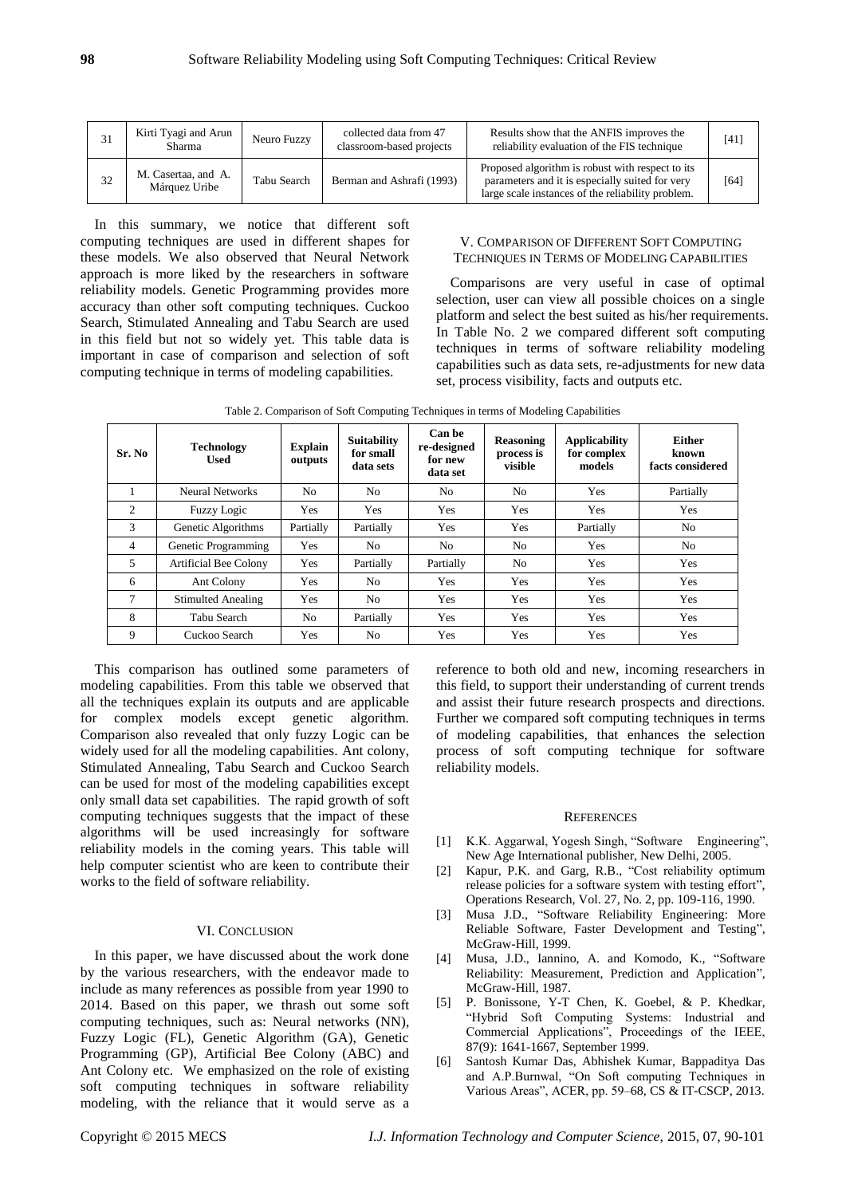| 31 | Kirti Tyagi and Arun Sharma | Neuro Fuzzy | collected data from 47 classroom-based projects | Results show that the ANFIS improves the reliability evaluation of the FIS technique | [41] |
|---|---|---|---|---|---|
| 32 | M. Casertaa, and A. Márquez Uribe | Tabu Search | Berman and Ashrafi (1993) | Proposed algorithm is robust with respect to its parameters and it is especially suited for very large scale instances of the reliability problem. | [64] |

In this summary, we notice that different soft computing techniques are used in different shapes for these models. We also observed that Neural Network approach is more liked by the researchers in software reliability models. Genetic Programming provides more accuracy than other soft computing techniques. Cuckoo Search, Stimulated Annealing and Tabu Search are used in this field but not so widely yet. This table data is important in case of comparison and selection of soft computing technique in terms of modeling capabilities.

## V. Comparison of Different Soft Computing Techniques in Terms of Modeling Capabilities

Comparisons are very useful in case of optimal selection, user can view all possible choices on a single platform and select the best suited as his/her requirements. In Table No. 2 we compared different soft computing techniques in terms of software reliability modeling capabilities such as data sets, re-adjustments for new data set, process visibility, facts and outputs etc.

Table 2. Comparison of Soft Computing Techniques in terms of Modeling Capabilities

| Sr. No | Technology Used | Explain outputs | Suitability for small data sets | Can be re-designed for new data set | Reasoning process is visible | Applicability for complex models | Either known facts considered |
|---|---|---|---|---|---|---|---|
| 1 | Neural Networks | No | No | No | No | Yes | Partially |
| 2 | Fuzzy Logic | Yes | Yes | Yes | Yes | Yes | Yes |
| 3 | Genetic Algorithms | Partially | Partially | Yes | Yes | Partially | No |
| 4 | Genetic Programming | Yes | No | No | No | Yes | No |
| 5 | Artificial Bee Colony | Yes | Partially | Partially | No | Yes | Yes |
| 6 | Ant Colony | Yes | No | Yes | Yes | Yes | Yes |
| 7 | Stimulted Anealing | Yes | No | Yes | Yes | Yes | Yes |
| 8 | Tabu Search | No | Partially | Yes | Yes | Yes | Yes |
| 9 | Cuckoo Search | Yes | No | Yes | Yes | Yes | Yes |

This comparison has outlined some parameters of modeling capabilities. From this table we observed that all the techniques explain its outputs and are applicable for complex models except genetic algorithm. Comparison also revealed that only fuzzy Logic can be widely used for all the modeling capabilities. Ant colony, Stimulated Annealing, Tabu Search and Cuckoo Search can be used for most of the modeling capabilities except only small data set capabilities. The rapid growth of soft computing techniques suggests that the impact of these algorithms will be used increasingly for software reliability models in the coming years. This table will help computer scientist who are keen to contribute their works to the field of software reliability.

## VI. Conclusion

In this paper, we have discussed about the work done by the various researchers, with the endeavor made to include as many references as possible from year 1990 to 2014. Based on this paper, we thrash out some soft computing techniques, such as: Neural networks (NN), Fuzzy Logic (FL), Genetic Algorithm (GA), Genetic Programming (GP), Artificial Bee Colony (ABC) and Ant Colony etc. We emphasized on the role of existing soft computing techniques in software reliability modeling, with the reliance that it would serve as a reference to both old and new, incoming researchers in this field, to support their understanding of current trends and assist their future research prospects and directions. Further we compared soft computing techniques in terms of modeling capabilities, that enhances the selection process of soft computing technique for software reliability models.

## References

[1] K.K. Aggarwal, Yogesh Singh, "Software Engineering", New Age International publisher, New Delhi, 2005.

[2] Kapur, P.K. and Garg, R.B., "Cost reliability optimum release policies for a software system with testing effort", Operations Research, Vol. 27, No. 2, pp. 109-116, 1990.

[3] Musa J.D., "Software Reliability Engineering: More Reliable Software, Faster Development and Testing", McGraw-Hill, 1999.

[4] Musa, J.D., Iannino, A. and Komodo, K., "Software Reliability: Measurement, Prediction and Application", McGraw-Hill, 1987.

[5] P. Bonissone, Y-T Chen, K. Goebel, & P. Khedkar, "Hybrid Soft Computing Systems: Industrial and Commercial Applications", Proceedings of the IEEE, 87(9): 1641-1667, September 1999.

[6] Santosh Kumar Das, Abhishek Kumar, Bappaditya Das and A.P.Burnwal, "On Soft computing Techniques in Various Areas", ACER, pp. 59–68, CS & IT-CSCP, 2013.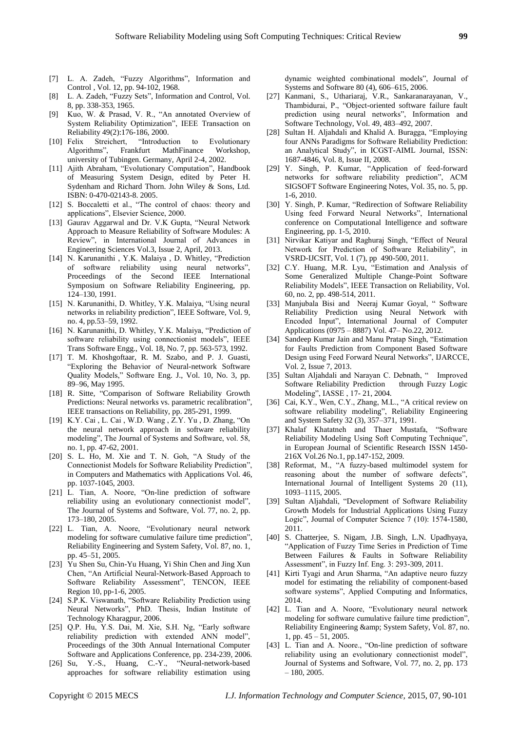[7] L. A. Zadeh, "Fuzzy Algorithms", Information and Control , Vol. 12, pp. 94-102, 1968.

[8] L. A. Zadeh, "Fuzzy Sets", Information and Control, Vol. 8, pp. 338-353, 1965.

[9] Kuo, W. & Prasad, V. R., "An annotated Overview of System Reliability Optimization", IEEE Transaction on Reliability 49(2):176-186, 2000.

[10] Felix Streichert, "Introduction to Evolutionary Algorithms", Frankfurt MathFinance Workshop, university of Tubingen. Germany, April 2-4, 2002.

[11] Ajith Abraham, "Evolutionary Computation", Handbook of Measuring System Design, edited by Peter H. Sydenham and Richard Thorn. John Wiley & Sons, Ltd. ISBN: 0-470-02143-8. 2005.

[12] S. Boccaletti et al., "The control of chaos: theory and applications", Elsevier Science, 2000.

[13] Gaurav Aggarwal and Dr. V.K Gupta, "Neural Network Approach to Measure Reliability of Software Modules: A Review", in International Journal of Advances in Engineering Sciences Vol.3, Issue 2, April, 2013.

[14] N. Karunanithi , Y.K. Malaiya , D. Whitley, "Prediction of software reliability using neural networks", Proceedings of the Second IEEE International Symposium on Software Reliability Engineering, pp. 124–130, 1991.

[15] N. Karunanithi, D. Whitley, Y.K. Malaiya, "Using neural networks in reliability prediction", IEEE Software, Vol. 9, no. 4, pp.53–59, 1992.

[16] N. Karunanithi, D. Whitley, Y.K. Malaiya, "Prediction of software reliability using connectionist models", IEEE Trans Software Engg., Vol. 18, No. 7, pp. 563-573, 1992.

[17] T. M. Khoshgoftaar, R. M. Szabo, and P. J. Guasti, "Exploring the Behavior of Neural-network Software Quality Models," Software Eng. J., Vol. 10, No. 3, pp. 89–96, May 1995.

[18] R. Sitte, "Comparison of Software Reliability Growth Predictions: Neural networks vs. parametric recalibration", IEEE transactions on Reliability, pp. 285-291, 1999.

[19] K.Y. Cai , L. Cai , W.D. Wang , Z.Y. Yu , D. Zhang, "On the neural network approach in software reliability modeling", The Journal of Systems and Software, vol. 58, no. 1, pp. 47-62, 2001.

[20] S. L. Ho, M. Xie and T. N. Goh, "A Study of the Connectionist Models for Software Reliability Prediction", in Computers and Mathematics with Applications Vol. 46, pp. 1037-1045, 2003.

[21] L. Tian, A. Noore, "On-line prediction of software reliability using an evolutionary connectionist model", The Journal of Systems and Software, Vol. 77, no. 2, pp. 173–180, 2005.

[22] L. Tian, A. Noore, "Evolutionary neural network modeling for software cumulative failure time prediction", Reliability Engineering and System Safety, Vol. 87, no. 1, pp. 45–51, 2005.

[23] Yu Shen Su, Chin-Yu Huang, Yi Shin Chen and Jing Xun Chen, "An Artificial Neural-Network-Based Approach to Software Reliability Assessment", TENCON, IEEE Region 10, pp-1-6, 2005.

[24] S.P.K. Viswanath, "Software Reliability Prediction using Neural Networks", PhD. Thesis, Indian Institute of Technology Kharagpur, 2006.

[25] Q.P. Hu, Y.S. Dai, M. Xie, S.H. Ng, "Early software reliability prediction with extended ANN model", Proceedings of the 30th Annual International Computer Software and Applications Conference, pp. 234-239, 2006.

[26] Su, Y.-S., Huang, C.-Y., "Neural-network-based approaches for software reliability estimation using dynamic weighted combinational models", Journal of Systems and Software 80 (4), 606–615, 2006.

[27] Kanmani, S., Uthariaraj, V.R., Sankaranarayanan, V., Thambidurai, P., "Object-oriented software failure fault prediction using neural networks", Information and Software Technology, Vol. 49, 483–492, 2007.

[28] Sultan H. Aljahdali and Khalid A. Buragga, "Employing four ANNs Paradigms for Software Reliability Prediction: an Analytical Study", in ICGST-AIML Journal, ISSN: 1687-4846, Vol. 8, Issue II, 2008.

[29] Y. Singh, P. Kumar, "Application of feed-forward networks for software reliability prediction", ACM SIGSOFT Software Engineering Notes, Vol. 35, no. 5, pp. 1-6, 2010.

[30] Y. Singh, P. Kumar, "Redirection of Software Reliability Using feed Forward Neural Networks", International conference on Computational Intelligence and software Engineering, pp. 1-5, 2010.

[31] Nirvikar Katiyar and Raghuraj Singh, "Effect of Neural Network for Prediction of Software Reliability", in VSRD-IJCSIT, Vol. 1 (7), pp 490-500, 2011.

[32] C.Y. Huang, M.R. Lyu, "Estimation and Analysis of Some Generalized Multiple Change-Point Software Reliability Models", IEEE Transaction on Reliability, Vol. 60, no. 2, pp. 498-514, 2011.

[33] Manjubala Bisi and Neeraj Kumar Goyal, " Software Reliability Prediction using Neural Network with Encoded Input", International Journal of Computer Applications (0975 – 8887) Vol. 47– No.22, 2012.

[34] Sandeep Kumar Jain and Manu Pratap Singh, "Estimation for Faults Prediction from Component Based Software Design using Feed Forward Neural Networks", IJARCCE, Vol. 2, Issue 7, 2013.

[35] Sultan Aljahdali and Narayan C. Debnath, " Improved Software Reliability Prediction through Fuzzy Logic Modeling", IASSE , 17- 21, 2004.

[36] Cai, K.Y., Wen, C.Y., Zhang, M.L., "A critical review on software reliability modeling", Reliability Engineering and System Safety 32 (3), 357–371, 1991.

[37] Khalaf Khatatneh and Thaer Mustafa, "Software Reliability Modeling Using Soft Computing Technique", in European Journal of Scientific Research ISSN 1450-216X Vol.26 No.1, pp.147-152, 2009.

[38] Reformat, M., "A fuzzy-based multimodel system for reasoning about the number of software defects", International Journal of Intelligent Systems 20 (11), 1093–1115, 2005.

[39] Sultan Aljahdali, "Development of Software Reliability Growth Models for Industrial Applications Using Fuzzy Logic", Journal of Computer Science 7 (10): 1574-1580, 2011.

[40] S. Chatterjee, S. Nigam, J.B. Singh, L.N. Upadhyaya, "Application of Fuzzy Time Series in Prediction of Time Between Failures & Faults in Software Reliability Assessment", in Fuzzy Inf. Eng. 3: 293-309, 2011.

[41] Kirti Tyagi and Arun Sharma, "An adaptive neuro fuzzy model for estimating the reliability of component-based software systems", Applied Computing and Informatics, 2014.

[42] L. Tian and A. Noore, "Evolutionary neural network modeling for software cumulative failure time prediction", Reliability Engineering &amp; System Safety, Vol. 87, no. 1, pp. 45 – 51, 2005.

[43] L. Tian and A. Noore., "On-line prediction of software reliability using an evolutionary connectionist model", Journal of Systems and Software, Vol. 77, no. 2, pp. 173 – 180, 2005.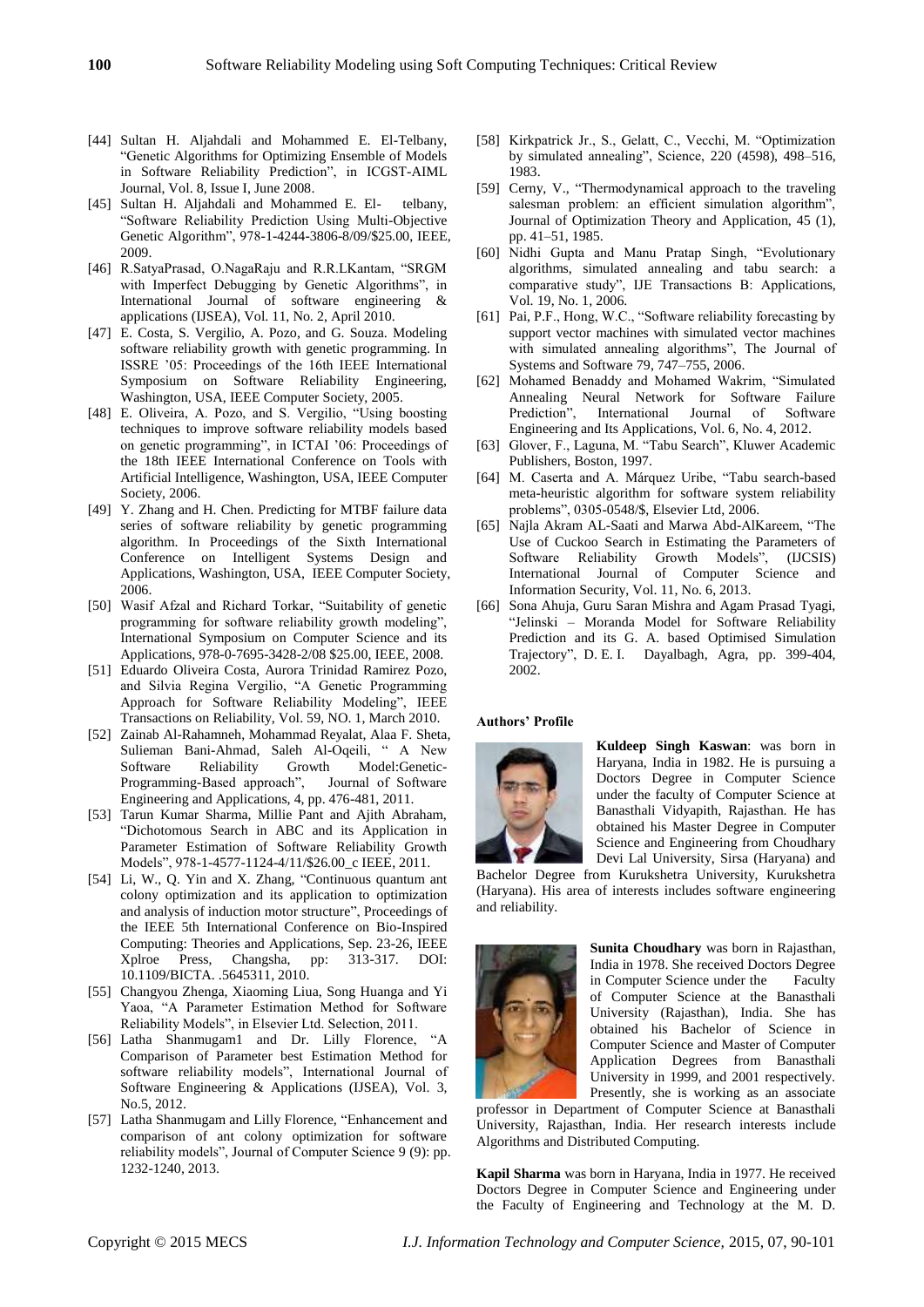[44] Sultan H. Aljahdali and Mohammed E. El-Telbany, "Genetic Algorithms for Optimizing Ensemble of Models in Software Reliability Prediction", in ICGST-AIML Journal, Vol. 8, Issue I, June 2008.

[45] Sultan H. Aljahdali and Mohammed E. El- telbany, "Software Reliability Prediction Using Multi-Objective Genetic Algorithm", 978-1-4244-3806-8/09/$25.00, IEEE, 2009.

[46] R.SatyaPrasad, O.NagaRaju and R.R.LKantam, "SRGM with Imperfect Debugging by Genetic Algorithms", in International Journal of software engineering & applications (IJSEA), Vol. 11, No. 2, April 2010.

[47] E. Costa, S. Vergilio, A. Pozo, and G. Souza. Modeling software reliability growth with genetic programming. In ISSRE '05: Proceedings of the 16th IEEE International Symposium on Software Reliability Engineering, Washington, USA, IEEE Computer Society, 2005.

[48] E. Oliveira, A. Pozo, and S. Vergilio, "Using boosting techniques to improve software reliability models based on genetic programming", in ICTAI '06: Proceedings of the 18th IEEE International Conference on Tools with Artificial Intelligence, Washington, USA, IEEE Computer Society, 2006.

[49] Y. Zhang and H. Chen. Predicting for MTBF failure data series of software reliability by genetic programming algorithm. In Proceedings of the Sixth International Conference on Intelligent Systems Design and Applications, Washington, USA, IEEE Computer Society, 2006.

[50] Wasif Afzal and Richard Torkar, "Suitability of genetic programming for software reliability growth modeling", International Symposium on Computer Science and its Applications, 978-0-7695-3428-2/08 $25.00, IEEE, 2008.

[51] Eduardo Oliveira Costa, Aurora Trinidad Ramirez Pozo, and Silvia Regina Vergilio, "A Genetic Programming Approach for Software Reliability Modeling", IEEE Transactions on Reliability, Vol. 59, NO. 1, March 2010.

[52] Zainab Al-Rahamneh, Mohammad Reyalat, Alaa F. Sheta, Sulieman Bani-Ahmad, Saleh Al-Oqeili, " A New Software Reliability Growth Model:Genetic-Programming-Based approach", Journal of Software Engineering and Applications, 4, pp. 476-481, 2011.

[53] Tarun Kumar Sharma, Millie Pant and Ajith Abraham, "Dichotomous Search in ABC and its Application in Parameter Estimation of Software Reliability Growth Models", 978-1-4577-1124-4/11/$26.00_c IEEE, 2011.

[54] Li, W., Q. Yin and X. Zhang, "Continuous quantum ant colony optimization and its application to optimization and analysis of induction motor structure", Proceedings of the IEEE 5th International Conference on Bio-Inspired Computing: Theories and Applications, Sep. 23-26, IEEE Xplroe Press, Changsha, pp: 313-317. DOI: 10.1109/BICTA. .5645311, 2010.

[55] Changyou Zhenga, Xiaoming Liua, Song Huanga and Yi Yaoa, "A Parameter Estimation Method for Software Reliability Models", in Elsevier Ltd. Selection, 2011.

[56] Latha Shanmugam1 and Dr. Lilly Florence, "A Comparison of Parameter best Estimation Method for software reliability models", International Journal of Software Engineering & Applications (IJSEA), Vol. 3, No.5, 2012.

[57] Latha Shanmugam and Lilly Florence, "Enhancement and comparison of ant colony optimization for software reliability models", Journal of Computer Science 9 (9): pp. 1232-1240, 2013.

[58] Kirkpatrick Jr., S., Gelatt, C., Vecchi, M. "Optimization by simulated annealing", Science, 220 (4598), 498–516, 1983.

[59] Cerny, V., "Thermodynamical approach to the traveling salesman problem: an efficient simulation algorithm", Journal of Optimization Theory and Application, 45 (1), pp. 41–51, 1985.

[60] Nidhi Gupta and Manu Pratap Singh, "Evolutionary algorithms, simulated annealing and tabu search: a comparative study", IJE Transactions B: Applications, Vol. 19, No. 1, 2006.

[61] Pai, P.F., Hong, W.C., "Software reliability forecasting by support vector machines with simulated vector machines with simulated annealing algorithms", The Journal of Systems and Software 79, 747–755, 2006.

[62] Mohamed Benaddy and Mohamed Wakrim, "Simulated Annealing Neural Network for Software Failure Prediction", International Journal of Software Engineering and Its Applications, Vol. 6, No. 4, 2012.

[63] Glover, F., Laguna, M. "Tabu Search", Kluwer Academic Publishers, Boston, 1997.

[64] M. Caserta and A. Márquez Uribe, "Tabu search-based meta-heuristic algorithm for software system reliability problems", 0305-0548/$, Elsevier Ltd, 2006.

[65] Najla Akram AL-Saati and Marwa Abd-AlKareem, "The Use of Cuckoo Search in Estimating the Parameters of Software Reliability Growth Models", (IJCSIS) International Journal of Computer Science and Information Security, Vol. 11, No. 6, 2013.

[66] Sona Ahuja, Guru Saran Mishra and Agam Prasad Tyagi, "Jelinski – Moranda Model for Software Reliability Prediction and its G. A. based Optimised Simulation Trajectory", D. E. I. Dayalbagh, Agra, pp. 399-404, 2002.

**Authors' Profile**

**Kuldeep Singh Kaswan**: was born in Haryana, India in 1982. He is pursuing a Doctors Degree in Computer Science under the faculty of Computer Science at Banasthali Vidyapith, Rajasthan. He has obtained his Master Degree in Computer Science and Engineering from Choudhary Devi Lal University, Sirsa (Haryana) and Bachelor Degree from Kurukshetra University, Kurukshetra (Haryana). His area of interests includes software engineering and reliability.

**Sunita Choudhary** was born in Rajasthan, India in 1978. She received Doctors Degree in Computer Science under the Faculty of Computer Science at the Banasthali University (Rajasthan), India. She has obtained his Bachelor of Science in Computer Science and Master of Computer Application Degrees from Banasthali University in 1999, and 2001 respectively. Presently, she is working as an associate professor in Department of Computer Science at Banasthali University, Rajasthan, India. Her research interests include Algorithms and Distributed Computing.

**Kapil Sharma** was born in Haryana, India in 1977. He received Doctors Degree in Computer Science and Engineering under the Faculty of Engineering and Technology at the M. D.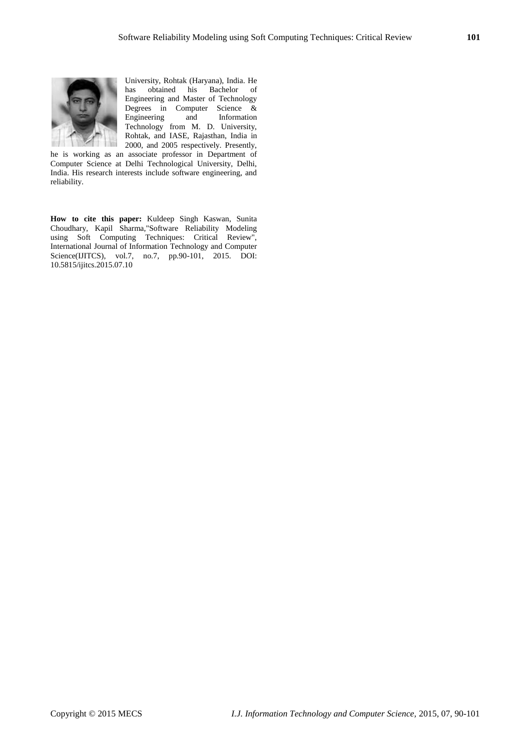University, Rohtak (Haryana), India. He has obtained his Bachelor of Engineering and Master of Technology Degrees in Computer Science & Engineering and Information Technology from M. D. University, Rohtak, and IASE, Rajasthan, India in 2000, and 2005 respectively. Presently, he is working as an associate professor in Department of Computer Science at Delhi Technological University, Delhi, India. His research interests include software engineering, and reliability.

**How to cite this paper:** Kuldeep Singh Kaswan, Sunita Choudhary, Kapil Sharma,"Software Reliability Modeling using Soft Computing Techniques: Critical Review", International Journal of Information Technology and Computer Science(IJITCS), vol.7, no.7, pp.90-101, 2015. DOI: 10.5815/ijitcs.2015.07.10